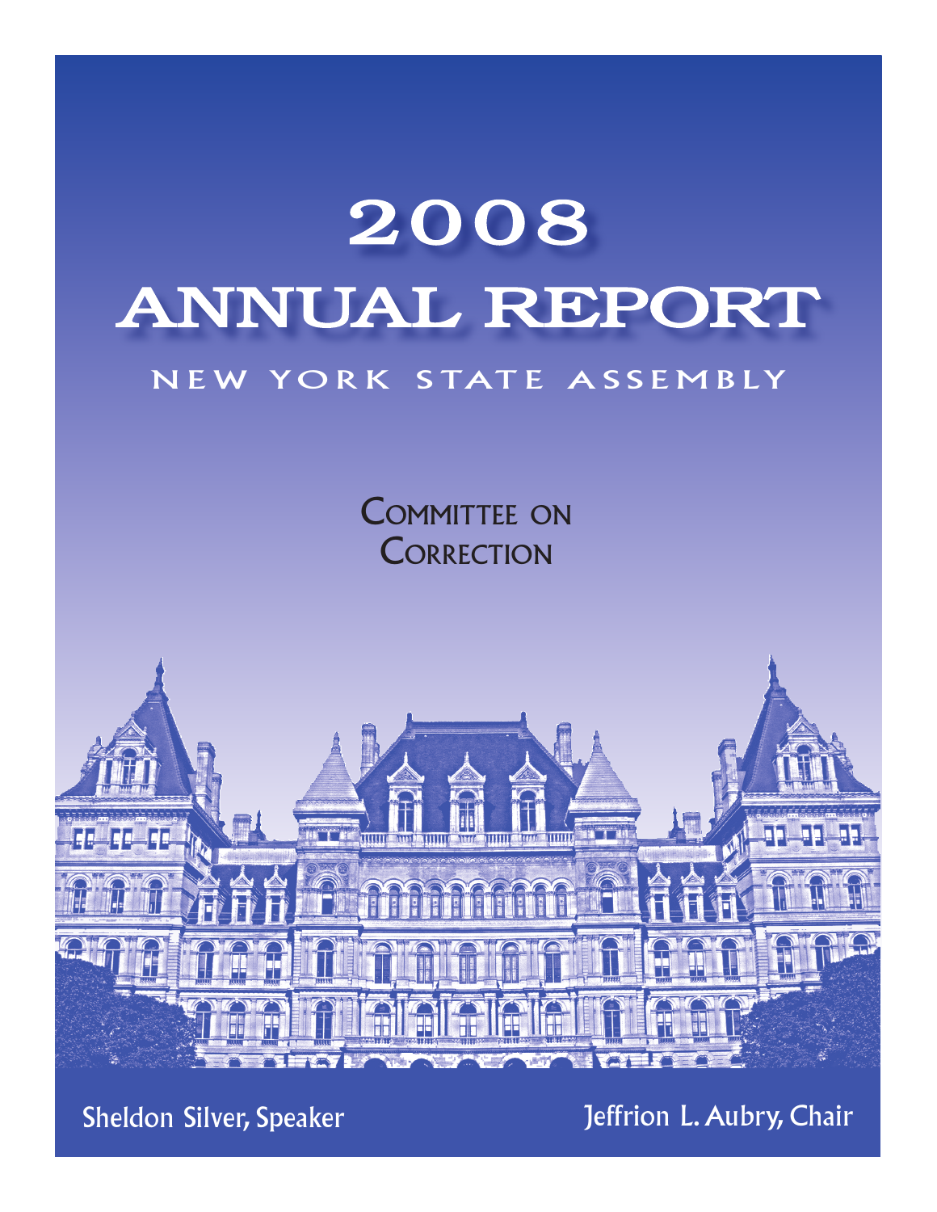# 2008
# ANNUAL REPORT

## NEW YORK STATE ASSEMBLY

## COMMITTEE ON CORRECTION

Sheldon Silver, Speaker

Jeffrion L. Aubry, Chair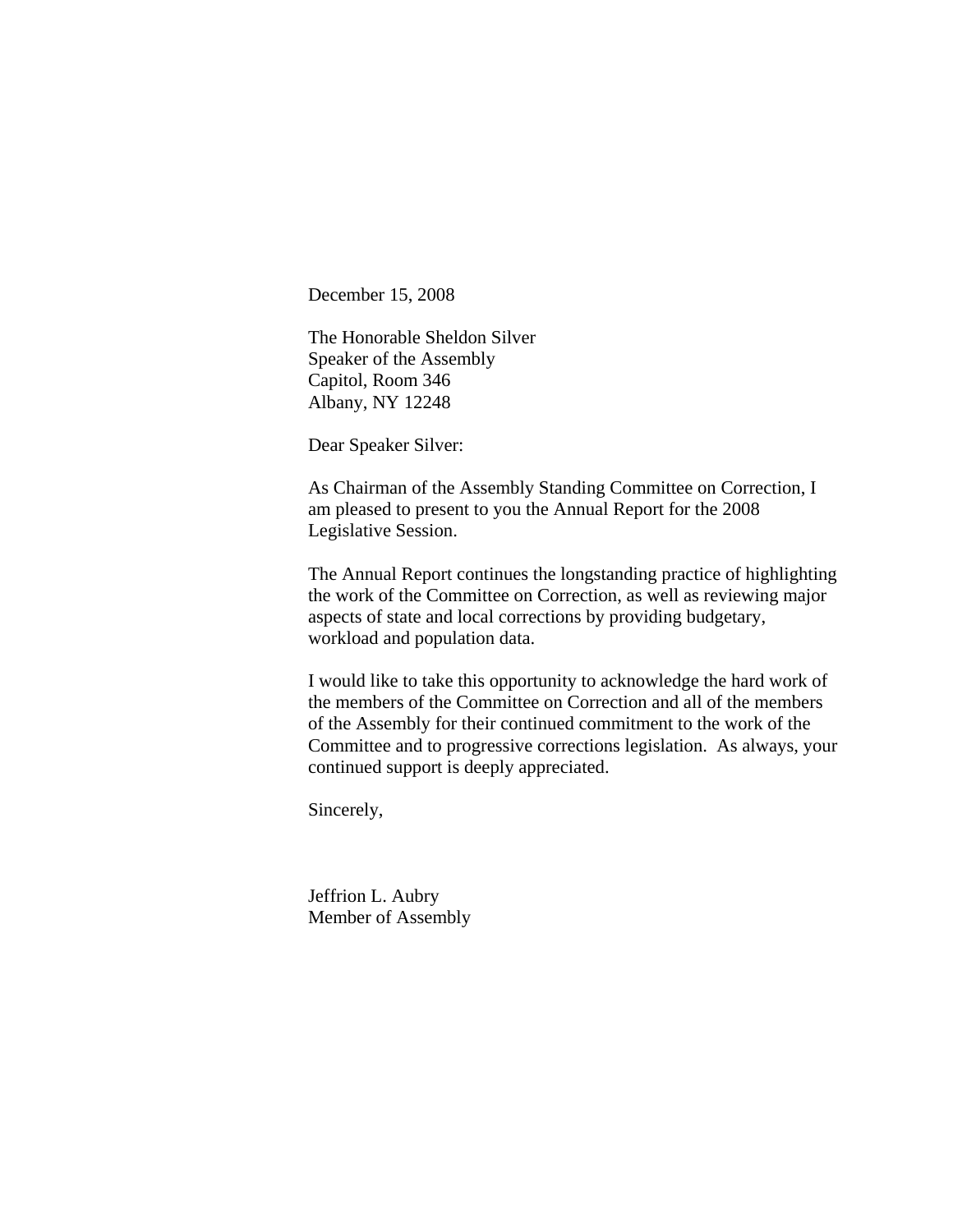December 15, 2008

The Honorable Sheldon Silver
Speaker of the Assembly
Capitol, Room 346
Albany, NY 12248

Dear Speaker Silver:

As Chairman of the Assembly Standing Committee on Correction, I am pleased to present to you the Annual Report for the 2008 Legislative Session.

The Annual Report continues the longstanding practice of highlighting the work of the Committee on Correction, as well as reviewing major aspects of state and local corrections by providing budgetary, workload and population data.

I would like to take this opportunity to acknowledge the hard work of the members of the Committee on Correction and all of the members of the Assembly for their continued commitment to the work of the Committee and to progressive corrections legislation. As always, your continued support is deeply appreciated.

Sincerely,

Jeffrion L. Aubry
Member of Assembly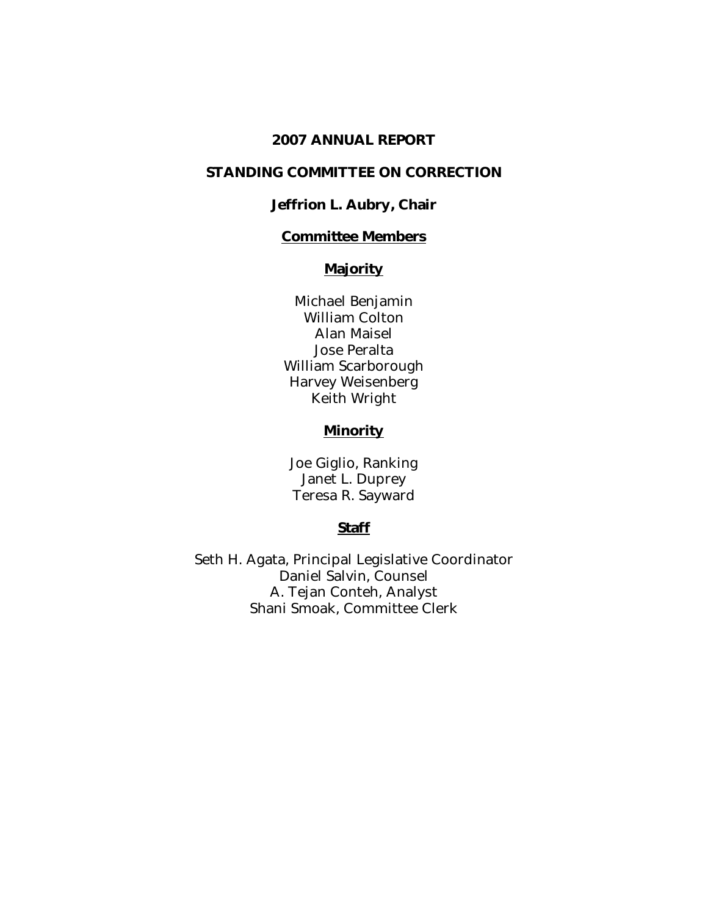# 2007 ANNUAL REPORT

# STANDING COMMITTEE ON CORRECTION

**Jeffrion L. Aubry, Chair**

## Committee Members

### Majority

Michael Benjamin
William Colton
Alan Maisel
Jose Peralta
William Scarborough
Harvey Weisenberg
Keith Wright

### Minority

Joe Giglio, Ranking
Janet L. Duprey
Teresa R. Sayward

### Staff

Seth H. Agata, Principal Legislative Coordinator
Daniel Salvin, Counsel
A. Tejan Conteh, Analyst
Shani Smoak, Committee Clerk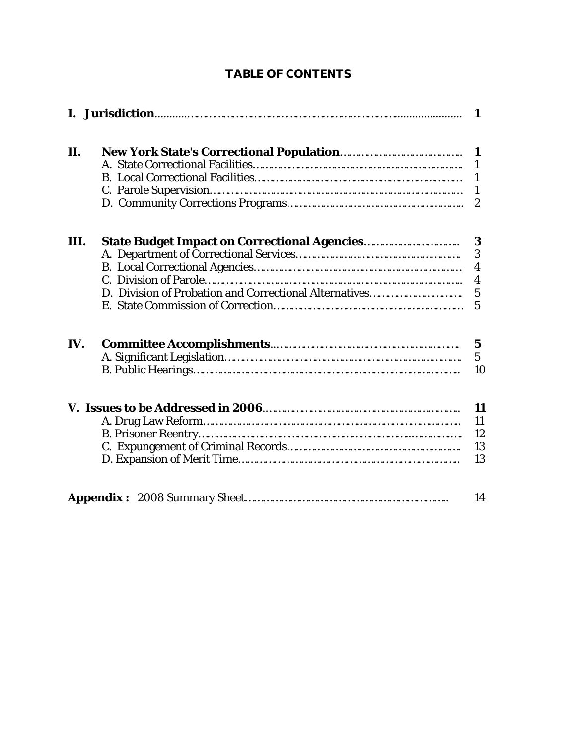## TABLE OF CONTENTS

| | | |
|---|---|---|
| **I. Jurisdiction** | | **1** |
| **II.** | **New York State's Correctional Population** | **1** |
| | A. State Correctional Facilities | 1 |
| | B. Local Correctional Facilities | 1 |
| | C. Parole Supervision | 1 |
| | D. Community Corrections Programs | 2 |
| **III.** | **State Budget Impact on Correctional Agencies** | **3** |
| | A. Department of Correctional Services | 3 |
| | B. Local Correctional Agencies | 4 |
| | C. Division of Parole | 4 |
| | D. Division of Probation and Correctional Alternatives | 5 |
| | E. State Commission of Correction | 5 |
| **IV.** | **Committee Accomplishments** | **5** |
| | A. Significant Legislation | 5 |
| | B. Public Hearings | 10 |
| **V. Issues to be Addressed in 2006** | | **11** |
| | A. Drug Law Reform | 11 |
| | B. Prisoner Reentry | 12 |
| | C. Expungement of Criminal Records | 13 |
| | D. Expansion of Merit Time | 13 |
| **Appendix :** | 2008 Summary Sheet | 14 |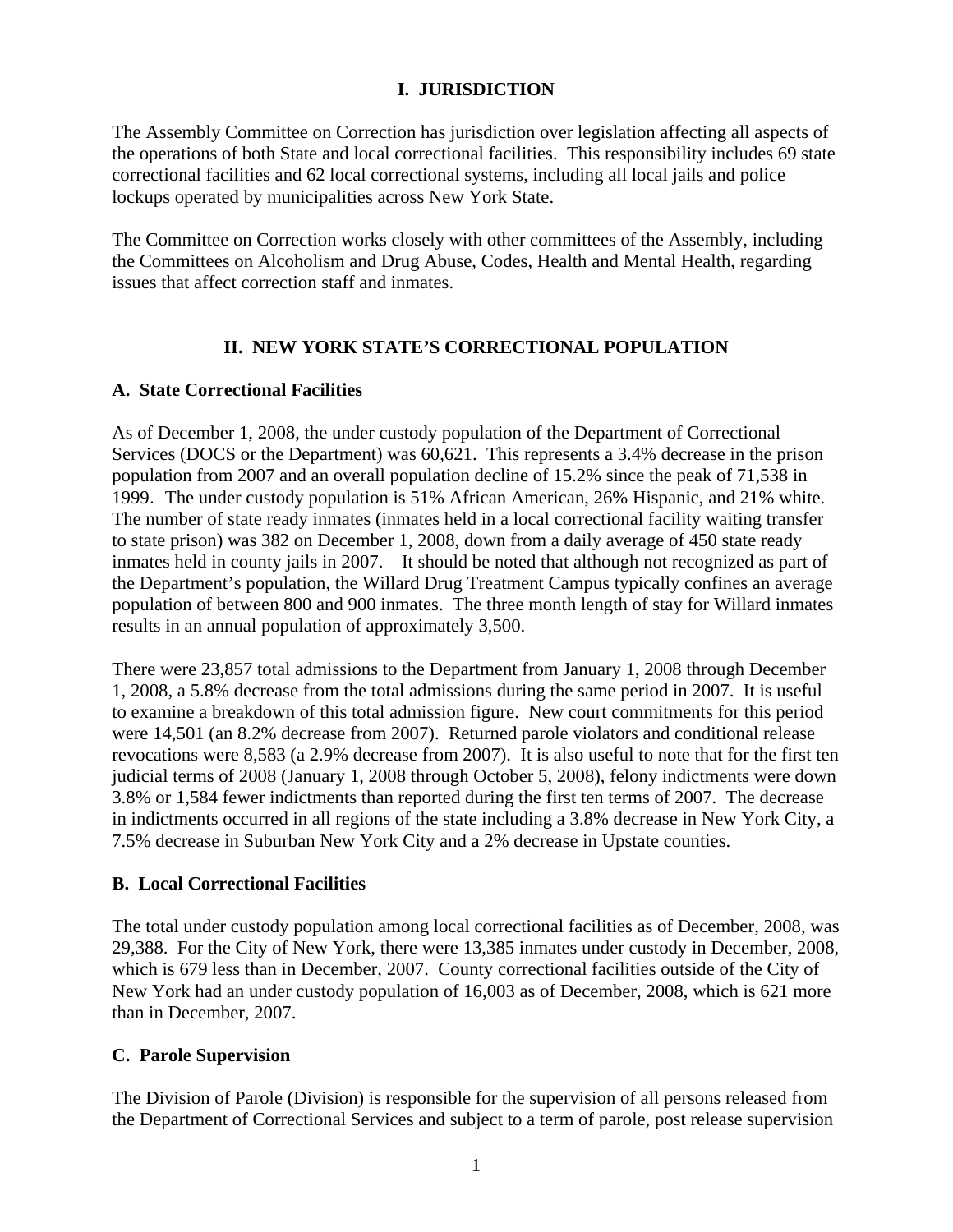# I. JURISDICTION

The Assembly Committee on Correction has jurisdiction over legislation affecting all aspects of the operations of both State and local correctional facilities. This responsibility includes 69 state correctional facilities and 62 local correctional systems, including all local jails and police lockups operated by municipalities across New York State.

The Committee on Correction works closely with other committees of the Assembly, including the Committees on Alcoholism and Drug Abuse, Codes, Health and Mental Health, regarding issues that affect correction staff and inmates.

# II. NEW YORK STATE'S CORRECTIONAL POPULATION

## A. State Correctional Facilities

As of December 1, 2008, the under custody population of the Department of Correctional Services (DOCS or the Department) was 60,621. This represents a 3.4% decrease in the prison population from 2007 and an overall population decline of 15.2% since the peak of 71,538 in 1999. The under custody population is 51% African American, 26% Hispanic, and 21% white. The number of state ready inmates (inmates held in a local correctional facility waiting transfer to state prison) was 382 on December 1, 2008, down from a daily average of 450 state ready inmates held in county jails in 2007. It should be noted that although not recognized as part of the Department's population, the Willard Drug Treatment Campus typically confines an average population of between 800 and 900 inmates. The three month length of stay for Willard inmates results in an annual population of approximately 3,500.

There were 23,857 total admissions to the Department from January 1, 2008 through December 1, 2008, a 5.8% decrease from the total admissions during the same period in 2007. It is useful to examine a breakdown of this total admission figure. New court commitments for this period were 14,501 (an 8.2% decrease from 2007). Returned parole violators and conditional release revocations were 8,583 (a 2.9% decrease from 2007). It is also useful to note that for the first ten judicial terms of 2008 (January 1, 2008 through October 5, 2008), felony indictments were down 3.8% or 1,584 fewer indictments than reported during the first ten terms of 2007. The decrease in indictments occurred in all regions of the state including a 3.8% decrease in New York City, a 7.5% decrease in Suburban New York City and a 2% decrease in Upstate counties.

## B. Local Correctional Facilities

The total under custody population among local correctional facilities as of December, 2008, was 29,388. For the City of New York, there were 13,385 inmates under custody in December, 2008, which is 679 less than in December, 2007. County correctional facilities outside of the City of New York had an under custody population of 16,003 as of December, 2008, which is 621 more than in December, 2007.

## C. Parole Supervision

The Division of Parole (Division) is responsible for the supervision of all persons released from the Department of Correctional Services and subject to a term of parole, post release supervision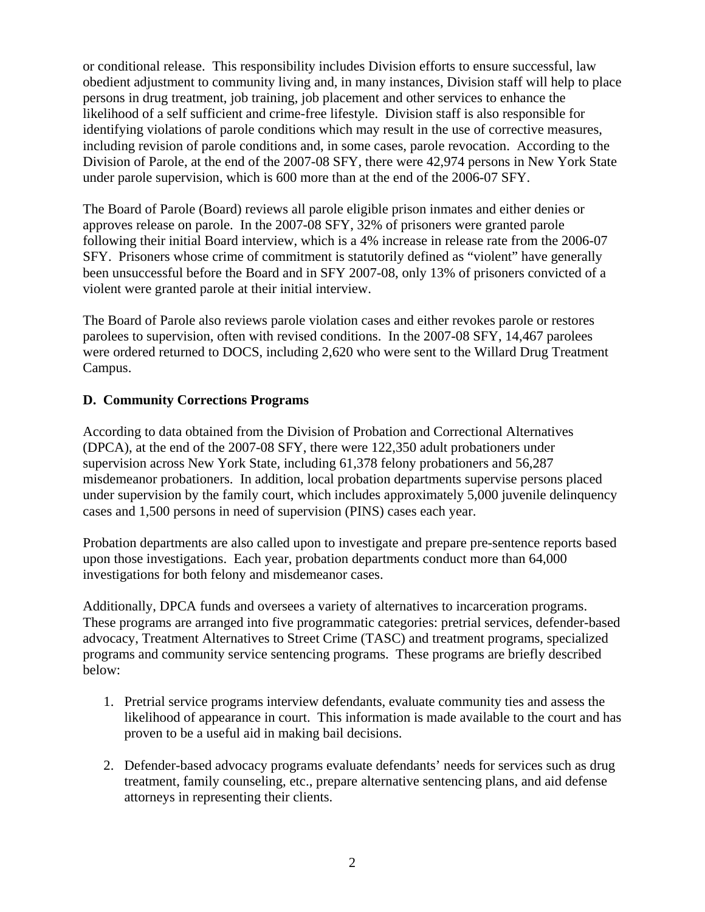or conditional release. This responsibility includes Division efforts to ensure successful, law obedient adjustment to community living and, in many instances, Division staff will help to place persons in drug treatment, job training, job placement and other services to enhance the likelihood of a self sufficient and crime-free lifestyle. Division staff is also responsible for identifying violations of parole conditions which may result in the use of corrective measures, including revision of parole conditions and, in some cases, parole revocation. According to the Division of Parole, at the end of the 2007-08 SFY, there were 42,974 persons in New York State under parole supervision, which is 600 more than at the end of the 2006-07 SFY.

The Board of Parole (Board) reviews all parole eligible prison inmates and either denies or approves release on parole. In the 2007-08 SFY, 32% of prisoners were granted parole following their initial Board interview, which is a 4% increase in release rate from the 2006-07 SFY. Prisoners whose crime of commitment is statutorily defined as "violent" have generally been unsuccessful before the Board and in SFY 2007-08, only 13% of prisoners convicted of a violent were granted parole at their initial interview.

The Board of Parole also reviews parole violation cases and either revokes parole or restores parolees to supervision, often with revised conditions. In the 2007-08 SFY, 14,467 parolees were ordered returned to DOCS, including 2,620 who were sent to the Willard Drug Treatment Campus.

**D. Community Corrections Programs**

According to data obtained from the Division of Probation and Correctional Alternatives (DPCA), at the end of the 2007-08 SFY, there were 122,350 adult probationers under supervision across New York State, including 61,378 felony probationers and 56,287 misdemeanor probationers. In addition, local probation departments supervise persons placed under supervision by the family court, which includes approximately 5,000 juvenile delinquency cases and 1,500 persons in need of supervision (PINS) cases each year.

Probation departments are also called upon to investigate and prepare pre-sentence reports based upon those investigations. Each year, probation departments conduct more than 64,000 investigations for both felony and misdemeanor cases.

Additionally, DPCA funds and oversees a variety of alternatives to incarceration programs. These programs are arranged into five programmatic categories: pretrial services, defender-based advocacy, Treatment Alternatives to Street Crime (TASC) and treatment programs, specialized programs and community service sentencing programs. These programs are briefly described below:

1. Pretrial service programs interview defendants, evaluate community ties and assess the likelihood of appearance in court. This information is made available to the court and has proven to be a useful aid in making bail decisions.

2. Defender-based advocacy programs evaluate defendants' needs for services such as drug treatment, family counseling, etc., prepare alternative sentencing plans, and aid defense attorneys in representing their clients.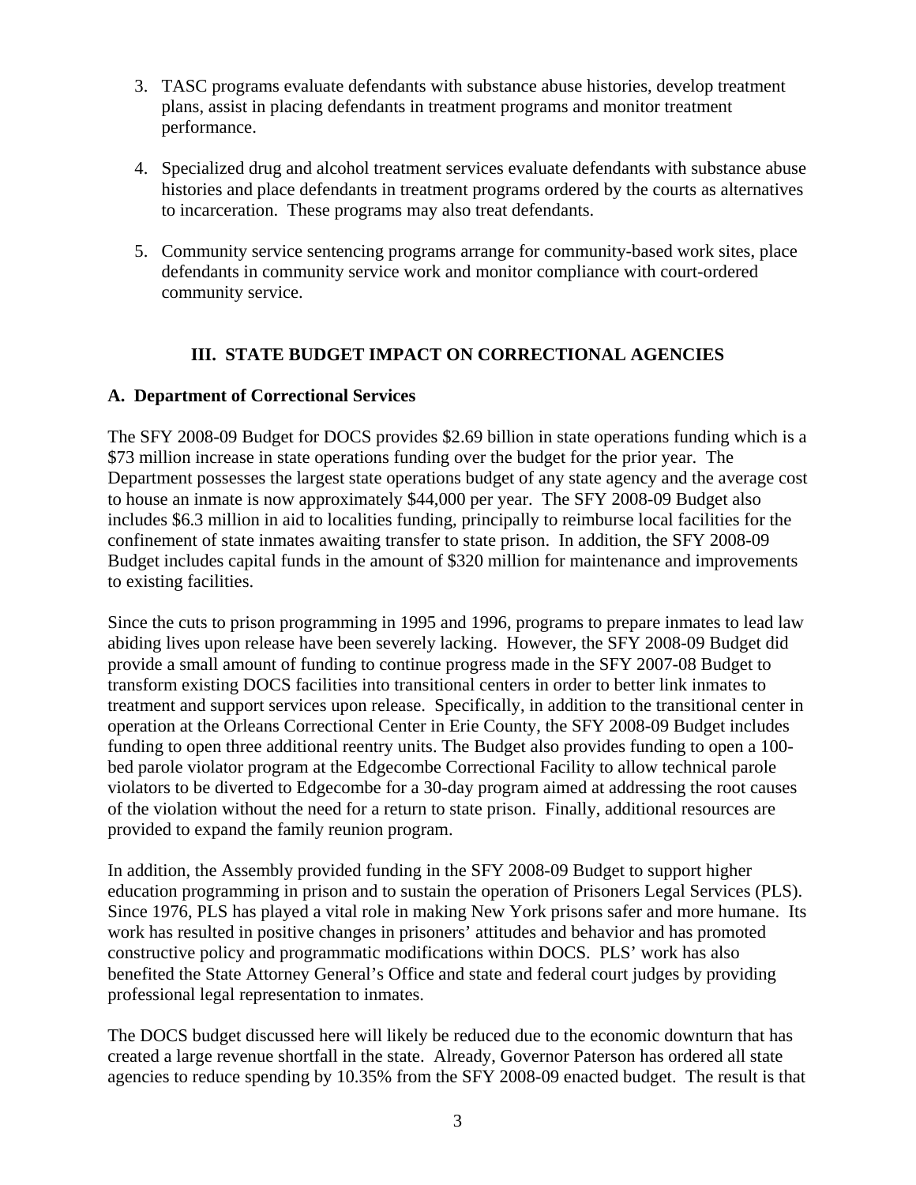3. TASC programs evaluate defendants with substance abuse histories, develop treatment plans, assist in placing defendants in treatment programs and monitor treatment performance.

4. Specialized drug and alcohol treatment services evaluate defendants with substance abuse histories and place defendants in treatment programs ordered by the courts as alternatives to incarceration. These programs may also treat defendants.

5. Community service sentencing programs arrange for community-based work sites, place defendants in community service work and monitor compliance with court-ordered community service.

## III. STATE BUDGET IMPACT ON CORRECTIONAL AGENCIES

### A. Department of Correctional Services

The SFY 2008-09 Budget for DOCS provides $2.69 billion in state operations funding which is a $73 million increase in state operations funding over the budget for the prior year. The Department possesses the largest state operations budget of any state agency and the average cost to house an inmate is now approximately $44,000 per year. The SFY 2008-09 Budget also includes $6.3 million in aid to localities funding, principally to reimburse local facilities for the confinement of state inmates awaiting transfer to state prison. In addition, the SFY 2008-09 Budget includes capital funds in the amount of $320 million for maintenance and improvements to existing facilities.

Since the cuts to prison programming in 1995 and 1996, programs to prepare inmates to lead law abiding lives upon release have been severely lacking. However, the SFY 2008-09 Budget did provide a small amount of funding to continue progress made in the SFY 2007-08 Budget to transform existing DOCS facilities into transitional centers in order to better link inmates to treatment and support services upon release. Specifically, in addition to the transitional center in operation at the Orleans Correctional Center in Erie County, the SFY 2008-09 Budget includes funding to open three additional reentry units. The Budget also provides funding to open a 100-bed parole violator program at the Edgecombe Correctional Facility to allow technical parole violators to be diverted to Edgecombe for a 30-day program aimed at addressing the root causes of the violation without the need for a return to state prison. Finally, additional resources are provided to expand the family reunion program.

In addition, the Assembly provided funding in the SFY 2008-09 Budget to support higher education programming in prison and to sustain the operation of Prisoners Legal Services (PLS). Since 1976, PLS has played a vital role in making New York prisons safer and more humane. Its work has resulted in positive changes in prisoners' attitudes and behavior and has promoted constructive policy and programmatic modifications within DOCS. PLS' work has also benefited the State Attorney General's Office and state and federal court judges by providing professional legal representation to inmates.

The DOCS budget discussed here will likely be reduced due to the economic downturn that has created a large revenue shortfall in the state. Already, Governor Paterson has ordered all state agencies to reduce spending by 10.35% from the SFY 2008-09 enacted budget. The result is that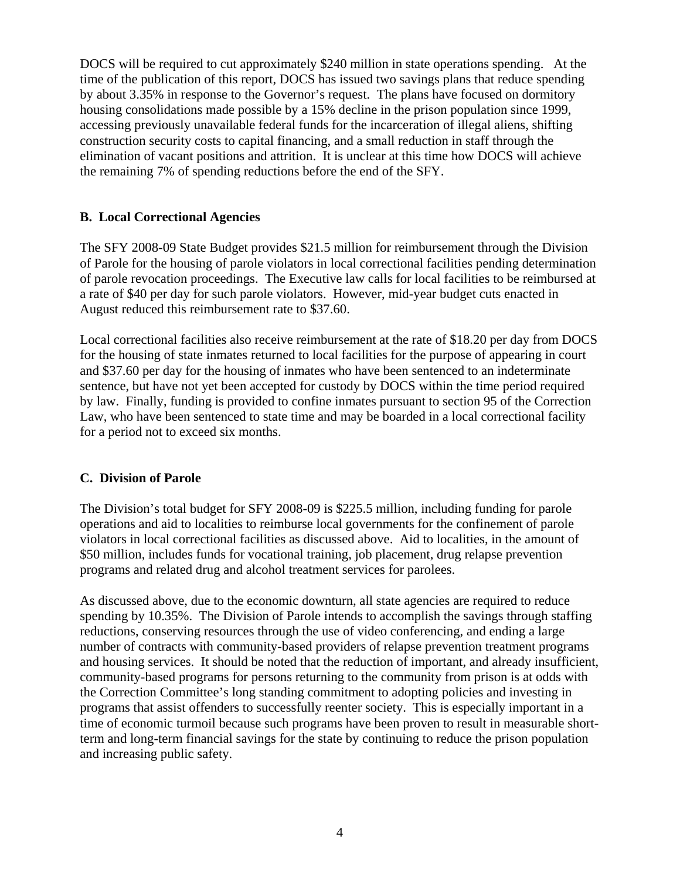DOCS will be required to cut approximately $240 million in state operations spending. At the time of the publication of this report, DOCS has issued two savings plans that reduce spending by about 3.35% in response to the Governor's request. The plans have focused on dormitory housing consolidations made possible by a 15% decline in the prison population since 1999, accessing previously unavailable federal funds for the incarceration of illegal aliens, shifting construction security costs to capital financing, and a small reduction in staff through the elimination of vacant positions and attrition. It is unclear at this time how DOCS will achieve the remaining 7% of spending reductions before the end of the SFY.

**B. Local Correctional Agencies**

The SFY 2008-09 State Budget provides $21.5 million for reimbursement through the Division of Parole for the housing of parole violators in local correctional facilities pending determination of parole revocation proceedings. The Executive law calls for local facilities to be reimbursed at a rate of $40 per day for such parole violators. However, mid-year budget cuts enacted in August reduced this reimbursement rate to $37.60.

Local correctional facilities also receive reimbursement at the rate of $18.20 per day from DOCS for the housing of state inmates returned to local facilities for the purpose of appearing in court and $37.60 per day for the housing of inmates who have been sentenced to an indeterminate sentence, but have not yet been accepted for custody by DOCS within the time period required by law. Finally, funding is provided to confine inmates pursuant to section 95 of the Correction Law, who have been sentenced to state time and may be boarded in a local correctional facility for a period not to exceed six months.

**C. Division of Parole**

The Division's total budget for SFY 2008-09 is $225.5 million, including funding for parole operations and aid to localities to reimburse local governments for the confinement of parole violators in local correctional facilities as discussed above. Aid to localities, in the amount of $50 million, includes funds for vocational training, job placement, drug relapse prevention programs and related drug and alcohol treatment services for parolees.

As discussed above, due to the economic downturn, all state agencies are required to reduce spending by 10.35%. The Division of Parole intends to accomplish the savings through staffing reductions, conserving resources through the use of video conferencing, and ending a large number of contracts with community-based providers of relapse prevention treatment programs and housing services. It should be noted that the reduction of important, and already insufficient, community-based programs for persons returning to the community from prison is at odds with the Correction Committee's long standing commitment to adopting policies and investing in programs that assist offenders to successfully reenter society. This is especially important in a time of economic turmoil because such programs have been proven to result in measurable short-term and long-term financial savings for the state by continuing to reduce the prison population and increasing public safety.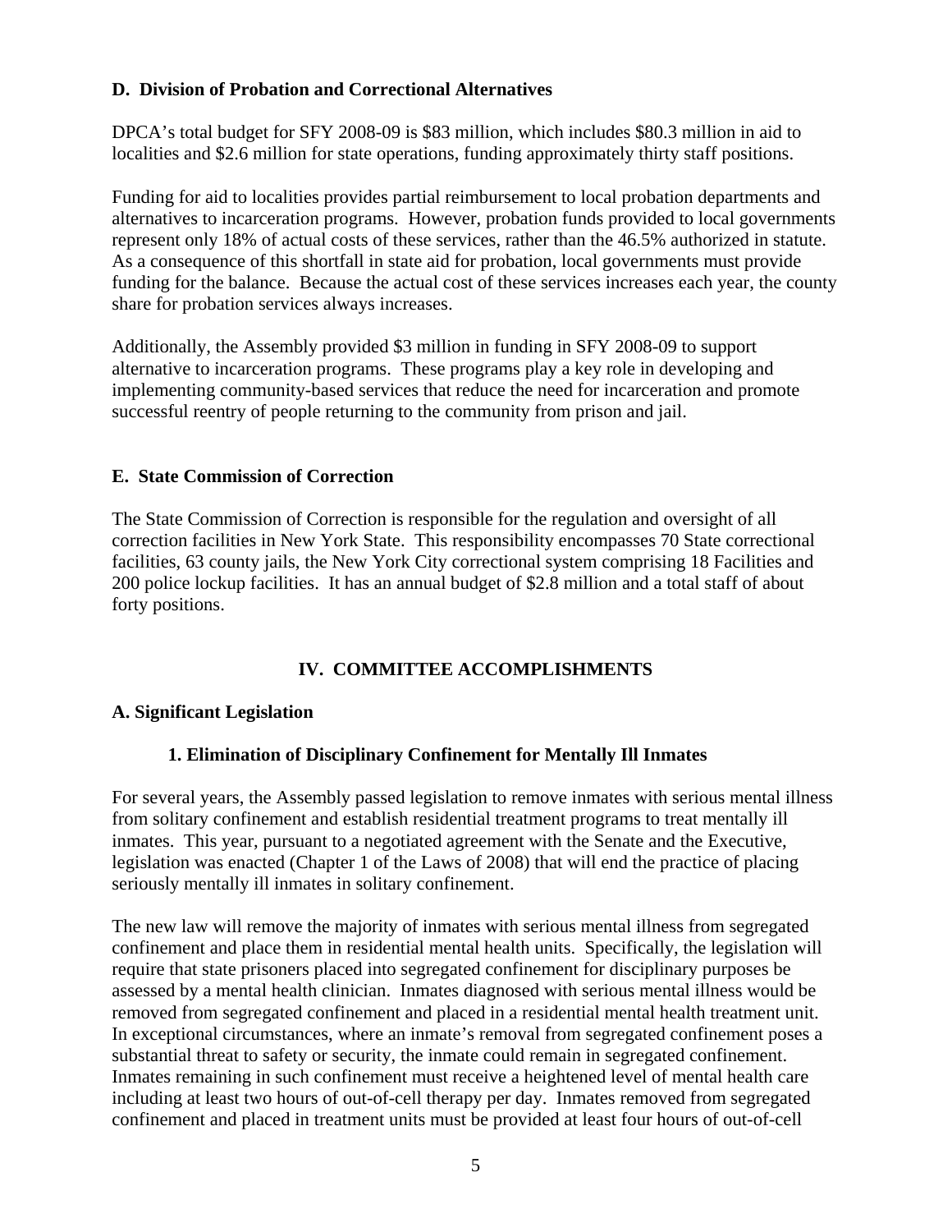### D. Division of Probation and Correctional Alternatives

DPCA's total budget for SFY 2008-09 is $83 million, which includes $80.3 million in aid to localities and $2.6 million for state operations, funding approximately thirty staff positions.

Funding for aid to localities provides partial reimbursement to local probation departments and alternatives to incarceration programs. However, probation funds provided to local governments represent only 18% of actual costs of these services, rather than the 46.5% authorized in statute. As a consequence of this shortfall in state aid for probation, local governments must provide funding for the balance. Because the actual cost of these services increases each year, the county share for probation services always increases.

Additionally, the Assembly provided $3 million in funding in SFY 2008-09 to support alternative to incarceration programs. These programs play a key role in developing and implementing community-based services that reduce the need for incarceration and promote successful reentry of people returning to the community from prison and jail.

### E. State Commission of Correction

The State Commission of Correction is responsible for the regulation and oversight of all correction facilities in New York State. This responsibility encompasses 70 State correctional facilities, 63 county jails, the New York City correctional system comprising 18 Facilities and 200 police lockup facilities. It has an annual budget of $2.8 million and a total staff of about forty positions.

## IV. COMMITTEE ACCOMPLISHMENTS

### A. Significant Legislation

#### 1. Elimination of Disciplinary Confinement for Mentally Ill Inmates

For several years, the Assembly passed legislation to remove inmates with serious mental illness from solitary confinement and establish residential treatment programs to treat mentally ill inmates. This year, pursuant to a negotiated agreement with the Senate and the Executive, legislation was enacted (Chapter 1 of the Laws of 2008) that will end the practice of placing seriously mentally ill inmates in solitary confinement.

The new law will remove the majority of inmates with serious mental illness from segregated confinement and place them in residential mental health units. Specifically, the legislation will require that state prisoners placed into segregated confinement for disciplinary purposes be assessed by a mental health clinician. Inmates diagnosed with serious mental illness would be removed from segregated confinement and placed in a residential mental health treatment unit. In exceptional circumstances, where an inmate's removal from segregated confinement poses a substantial threat to safety or security, the inmate could remain in segregated confinement. Inmates remaining in such confinement must receive a heightened level of mental health care including at least two hours of out-of-cell therapy per day. Inmates removed from segregated confinement and placed in treatment units must be provided at least four hours of out-of-cell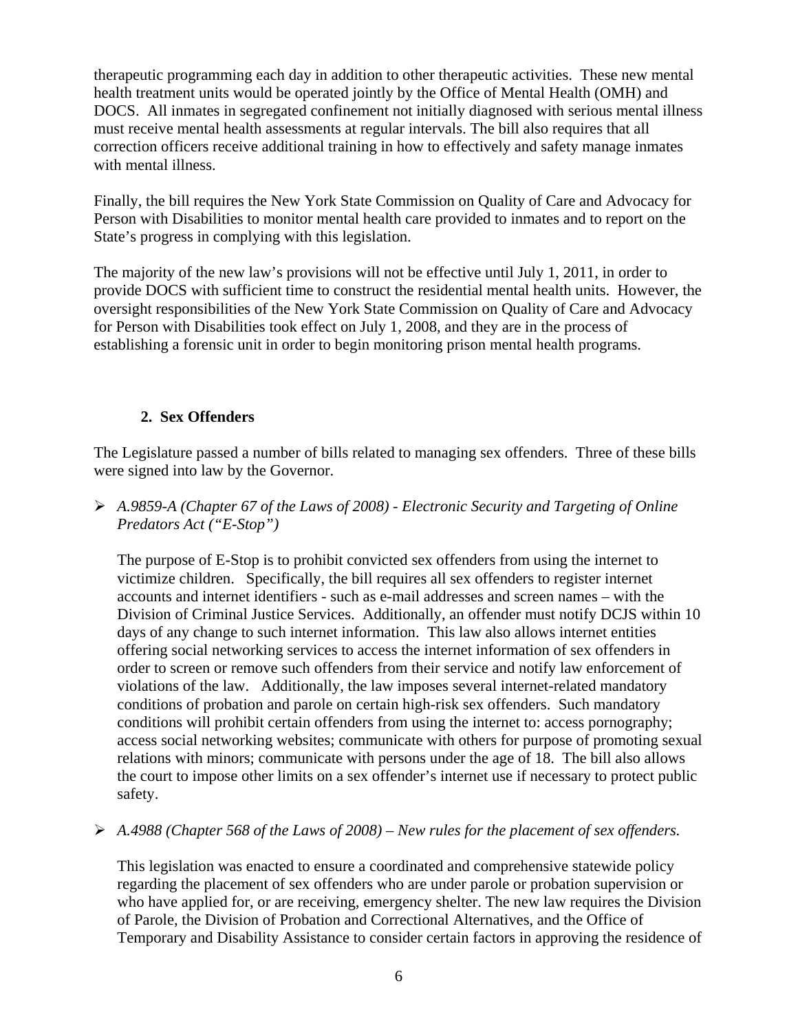therapeutic programming each day in addition to other therapeutic activities. These new mental health treatment units would be operated jointly by the Office of Mental Health (OMH) and DOCS. All inmates in segregated confinement not initially diagnosed with serious mental illness must receive mental health assessments at regular intervals. The bill also requires that all correction officers receive additional training in how to effectively and safety manage inmates with mental illness.

Finally, the bill requires the New York State Commission on Quality of Care and Advocacy for Person with Disabilities to monitor mental health care provided to inmates and to report on the State's progress in complying with this legislation.

The majority of the new law's provisions will not be effective until July 1, 2011, in order to provide DOCS with sufficient time to construct the residential mental health units. However, the oversight responsibilities of the New York State Commission on Quality of Care and Advocacy for Person with Disabilities took effect on July 1, 2008, and they are in the process of establishing a forensic unit in order to begin monitoring prison mental health programs.

### 2. Sex Offenders

The Legislature passed a number of bills related to managing sex offenders. Three of these bills were signed into law by the Governor.

- *A.9859-A (Chapter 67 of the Laws of 2008) - Electronic Security and Targeting of Online Predators Act ("E-Stop")*

  The purpose of E-Stop is to prohibit convicted sex offenders from using the internet to victimize children. Specifically, the bill requires all sex offenders to register internet accounts and internet identifiers - such as e-mail addresses and screen names – with the Division of Criminal Justice Services. Additionally, an offender must notify DCJS within 10 days of any change to such internet information. This law also allows internet entities offering social networking services to access the internet information of sex offenders in order to screen or remove such offenders from their service and notify law enforcement of violations of the law. Additionally, the law imposes several internet-related mandatory conditions of probation and parole on certain high-risk sex offenders. Such mandatory conditions will prohibit certain offenders from using the internet to: access pornography; access social networking websites; communicate with others for purpose of promoting sexual relations with minors; communicate with persons under the age of 18. The bill also allows the court to impose other limits on a sex offender's internet use if necessary to protect public safety.

- *A.4988 (Chapter 568 of the Laws of 2008) – New rules for the placement of sex offenders.*

  This legislation was enacted to ensure a coordinated and comprehensive statewide policy regarding the placement of sex offenders who are under parole or probation supervision or who have applied for, or are receiving, emergency shelter. The new law requires the Division of Parole, the Division of Probation and Correctional Alternatives, and the Office of Temporary and Disability Assistance to consider certain factors in approving the residence of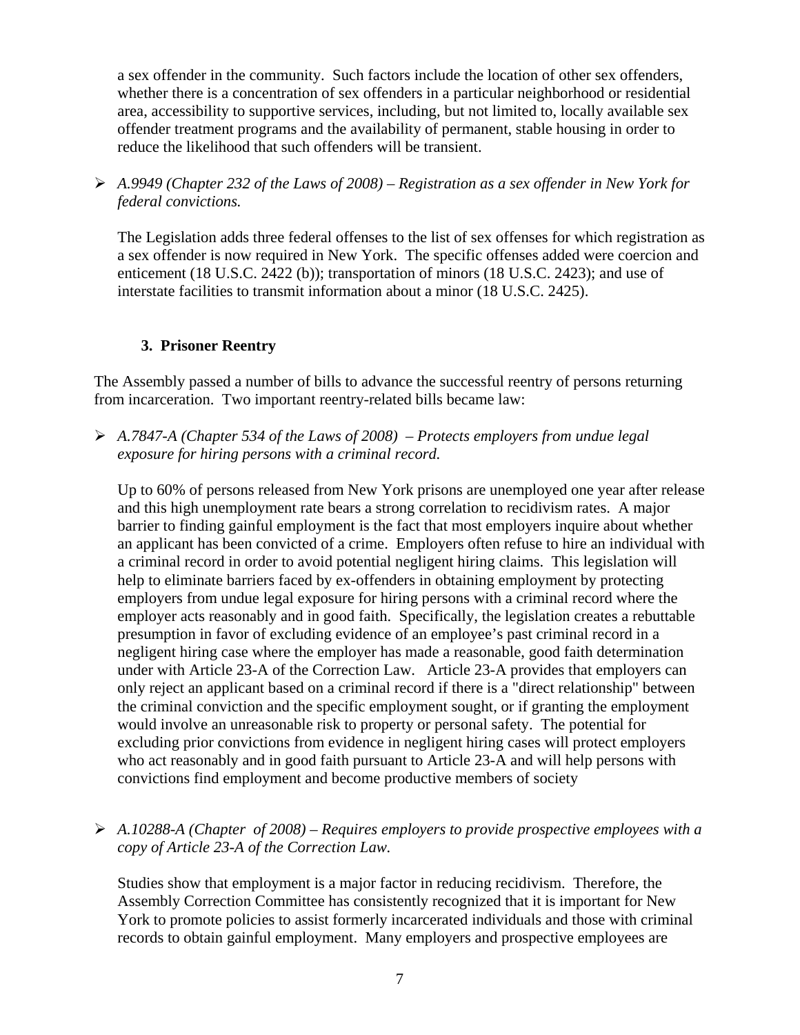a sex offender in the community. Such factors include the location of other sex offenders, whether there is a concentration of sex offenders in a particular neighborhood or residential area, accessibility to supportive services, including, but not limited to, locally available sex offender treatment programs and the availability of permanent, stable housing in order to reduce the likelihood that such offenders will be transient.

- *A.9949 (Chapter 232 of the Laws of 2008) – Registration as a sex offender in New York for federal convictions.*

  The Legislation adds three federal offenses to the list of sex offenses for which registration as a sex offender is now required in New York. The specific offenses added were coercion and enticement (18 U.S.C. 2422 (b)); transportation of minors (18 U.S.C. 2423); and use of interstate facilities to transmit information about a minor (18 U.S.C. 2425).

### 3. Prisoner Reentry

The Assembly passed a number of bills to advance the successful reentry of persons returning from incarceration. Two important reentry-related bills became law:

- *A.7847-A (Chapter 534 of the Laws of 2008) – Protects employers from undue legal exposure for hiring persons with a criminal record.*

  Up to 60% of persons released from New York prisons are unemployed one year after release and this high unemployment rate bears a strong correlation to recidivism rates. A major barrier to finding gainful employment is the fact that most employers inquire about whether an applicant has been convicted of a crime. Employers often refuse to hire an individual with a criminal record in order to avoid potential negligent hiring claims. This legislation will help to eliminate barriers faced by ex-offenders in obtaining employment by protecting employers from undue legal exposure for hiring persons with a criminal record where the employer acts reasonably and in good faith. Specifically, the legislation creates a rebuttable presumption in favor of excluding evidence of an employee's past criminal record in a negligent hiring case where the employer has made a reasonable, good faith determination under with Article 23-A of the Correction Law. Article 23-A provides that employers can only reject an applicant based on a criminal record if there is a "direct relationship" between the criminal conviction and the specific employment sought, or if granting the employment would involve an unreasonable risk to property or personal safety. The potential for excluding prior convictions from evidence in negligent hiring cases will protect employers who act reasonably and in good faith pursuant to Article 23-A and will help persons with convictions find employment and become productive members of society

- *A.10288-A (Chapter of 2008) – Requires employers to provide prospective employees with a copy of Article 23-A of the Correction Law.*

  Studies show that employment is a major factor in reducing recidivism. Therefore, the Assembly Correction Committee has consistently recognized that it is important for New York to promote policies to assist formerly incarcerated individuals and those with criminal records to obtain gainful employment. Many employers and prospective employees are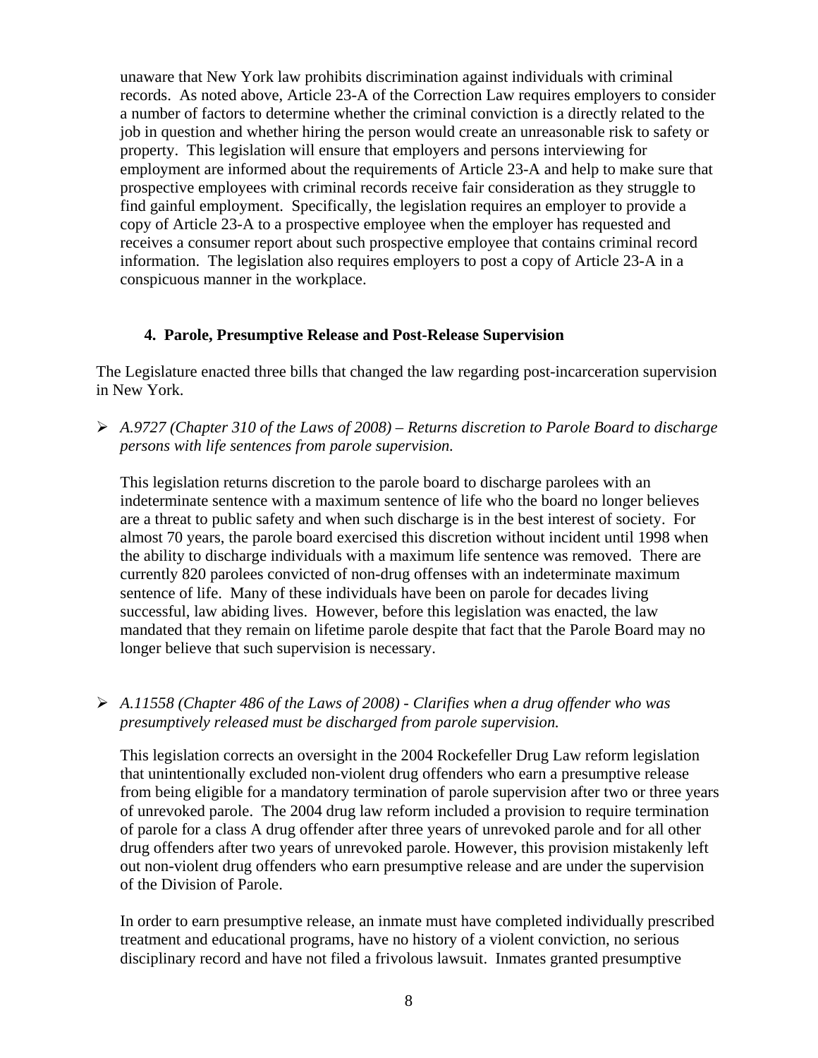unaware that New York law prohibits discrimination against individuals with criminal records. As noted above, Article 23-A of the Correction Law requires employers to consider a number of factors to determine whether the criminal conviction is a directly related to the job in question and whether hiring the person would create an unreasonable risk to safety or property. This legislation will ensure that employers and persons interviewing for employment are informed about the requirements of Article 23-A and help to make sure that prospective employees with criminal records receive fair consideration as they struggle to find gainful employment. Specifically, the legislation requires an employer to provide a copy of Article 23-A to a prospective employee when the employer has requested and receives a consumer report about such prospective employee that contains criminal record information. The legislation also requires employers to post a copy of Article 23-A in a conspicuous manner in the workplace.

#### 4. Parole, Presumptive Release and Post-Release Supervision

The Legislature enacted three bills that changed the law regarding post-incarceration supervision in New York.

- *A.9727 (Chapter 310 of the Laws of 2008) – Returns discretion to Parole Board to discharge persons with life sentences from parole supervision.*

  This legislation returns discretion to the parole board to discharge parolees with an indeterminate sentence with a maximum sentence of life who the board no longer believes are a threat to public safety and when such discharge is in the best interest of society. For almost 70 years, the parole board exercised this discretion without incident until 1998 when the ability to discharge individuals with a maximum life sentence was removed. There are currently 820 parolees convicted of non-drug offenses with an indeterminate maximum sentence of life. Many of these individuals have been on parole for decades living successful, law abiding lives. However, before this legislation was enacted, the law mandated that they remain on lifetime parole despite that fact that the Parole Board may no longer believe that such supervision is necessary.

- *A.11558 (Chapter 486 of the Laws of 2008) - Clarifies when a drug offender who was presumptively released must be discharged from parole supervision.*

  This legislation corrects an oversight in the 2004 Rockefeller Drug Law reform legislation that unintentionally excluded non-violent drug offenders who earn a presumptive release from being eligible for a mandatory termination of parole supervision after two or three years of unrevoked parole. The 2004 drug law reform included a provision to require termination of parole for a class A drug offender after three years of unrevoked parole and for all other drug offenders after two years of unrevoked parole. However, this provision mistakenly left out non-violent drug offenders who earn presumptive release and are under the supervision of the Division of Parole.

  In order to earn presumptive release, an inmate must have completed individually prescribed treatment and educational programs, have no history of a violent conviction, no serious disciplinary record and have not filed a frivolous lawsuit. Inmates granted presumptive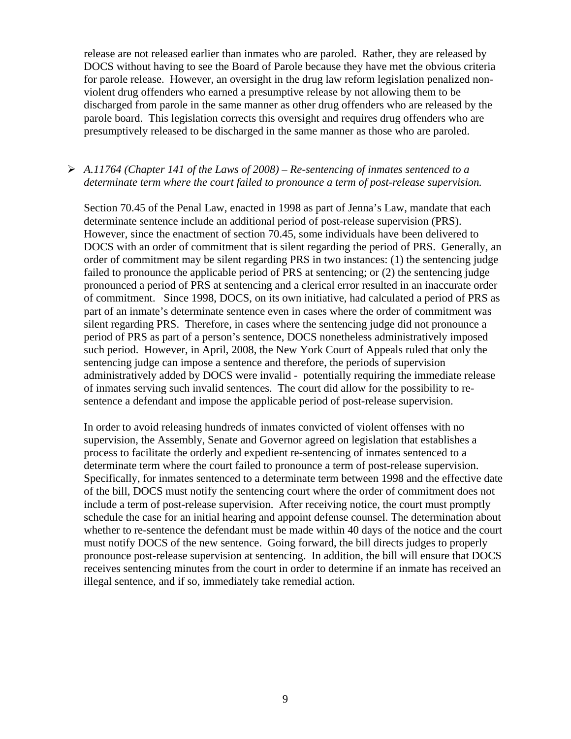release are not released earlier than inmates who are paroled. Rather, they are released by DOCS without having to see the Board of Parole because they have met the obvious criteria for parole release. However, an oversight in the drug law reform legislation penalized non-violent drug offenders who earned a presumptive release by not allowing them to be discharged from parole in the same manner as other drug offenders who are released by the parole board. This legislation corrects this oversight and requires drug offenders who are presumptively released to be discharged in the same manner as those who are paroled.

- *A.11764 (Chapter 141 of the Laws of 2008) – Re-sentencing of inmates sentenced to a determinate term where the court failed to pronounce a term of post-release supervision.*

  Section 70.45 of the Penal Law, enacted in 1998 as part of Jenna's Law, mandate that each determinate sentence include an additional period of post-release supervision (PRS). However, since the enactment of section 70.45, some individuals have been delivered to DOCS with an order of commitment that is silent regarding the period of PRS. Generally, an order of commitment may be silent regarding PRS in two instances: (1) the sentencing judge failed to pronounce the applicable period of PRS at sentencing; or (2) the sentencing judge pronounced a period of PRS at sentencing and a clerical error resulted in an inaccurate order of commitment. Since 1998, DOCS, on its own initiative, had calculated a period of PRS as part of an inmate's determinate sentence even in cases where the order of commitment was silent regarding PRS. Therefore, in cases where the sentencing judge did not pronounce a period of PRS as part of a person's sentence, DOCS nonetheless administratively imposed such period. However, in April, 2008, the New York Court of Appeals ruled that only the sentencing judge can impose a sentence and therefore, the periods of supervision administratively added by DOCS were invalid - potentially requiring the immediate release of inmates serving such invalid sentences. The court did allow for the possibility to re-sentence a defendant and impose the applicable period of post-release supervision.

  In order to avoid releasing hundreds of inmates convicted of violent offenses with no supervision, the Assembly, Senate and Governor agreed on legislation that establishes a process to facilitate the orderly and expedient re-sentencing of inmates sentenced to a determinate term where the court failed to pronounce a term of post-release supervision. Specifically, for inmates sentenced to a determinate term between 1998 and the effective date of the bill, DOCS must notify the sentencing court where the order of commitment does not include a term of post-release supervision. After receiving notice, the court must promptly schedule the case for an initial hearing and appoint defense counsel. The determination about whether to re-sentence the defendant must be made within 40 days of the notice and the court must notify DOCS of the new sentence. Going forward, the bill directs judges to properly pronounce post-release supervision at sentencing. In addition, the bill will ensure that DOCS receives sentencing minutes from the court in order to determine if an inmate has received an illegal sentence, and if so, immediately take remedial action.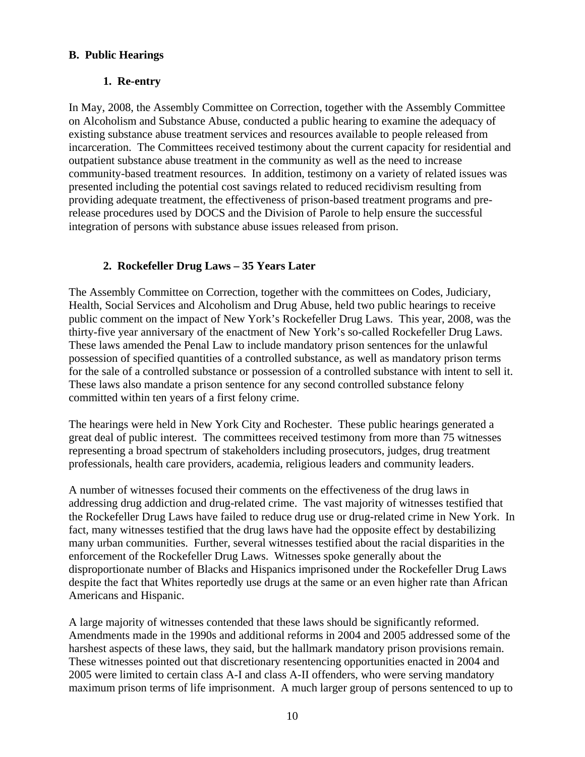## B. Public Hearings

### 1. Re-entry

In May, 2008, the Assembly Committee on Correction, together with the Assembly Committee on Alcoholism and Substance Abuse, conducted a public hearing to examine the adequacy of existing substance abuse treatment services and resources available to people released from incarceration. The Committees received testimony about the current capacity for residential and outpatient substance abuse treatment in the community as well as the need to increase community-based treatment resources. In addition, testimony on a variety of related issues was presented including the potential cost savings related to reduced recidivism resulting from providing adequate treatment, the effectiveness of prison-based treatment programs and pre-release procedures used by DOCS and the Division of Parole to help ensure the successful integration of persons with substance abuse issues released from prison.

### 2. Rockefeller Drug Laws – 35 Years Later

The Assembly Committee on Correction, together with the committees on Codes, Judiciary, Health, Social Services and Alcoholism and Drug Abuse, held two public hearings to receive public comment on the impact of New York's Rockefeller Drug Laws. This year, 2008, was the thirty-five year anniversary of the enactment of New York's so-called Rockefeller Drug Laws. These laws amended the Penal Law to include mandatory prison sentences for the unlawful possession of specified quantities of a controlled substance, as well as mandatory prison terms for the sale of a controlled substance or possession of a controlled substance with intent to sell it. These laws also mandate a prison sentence for any second controlled substance felony committed within ten years of a first felony crime.

The hearings were held in New York City and Rochester. These public hearings generated a great deal of public interest. The committees received testimony from more than 75 witnesses representing a broad spectrum of stakeholders including prosecutors, judges, drug treatment professionals, health care providers, academia, religious leaders and community leaders.

A number of witnesses focused their comments on the effectiveness of the drug laws in addressing drug addiction and drug-related crime. The vast majority of witnesses testified that the Rockefeller Drug Laws have failed to reduce drug use or drug-related crime in New York. In fact, many witnesses testified that the drug laws have had the opposite effect by destabilizing many urban communities. Further, several witnesses testified about the racial disparities in the enforcement of the Rockefeller Drug Laws. Witnesses spoke generally about the disproportionate number of Blacks and Hispanics imprisoned under the Rockefeller Drug Laws despite the fact that Whites reportedly use drugs at the same or an even higher rate than African Americans and Hispanic.

A large majority of witnesses contended that these laws should be significantly reformed. Amendments made in the 1990s and additional reforms in 2004 and 2005 addressed some of the harshest aspects of these laws, they said, but the hallmark mandatory prison provisions remain. These witnesses pointed out that discretionary resentencing opportunities enacted in 2004 and 2005 were limited to certain class A-I and class A-II offenders, who were serving mandatory maximum prison terms of life imprisonment. A much larger group of persons sentenced to up to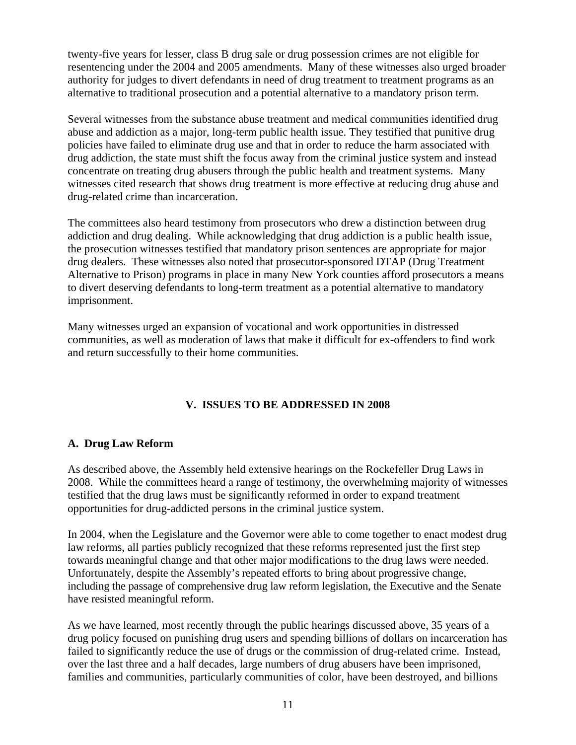twenty-five years for lesser, class B drug sale or drug possession crimes are not eligible for resentencing under the 2004 and 2005 amendments. Many of these witnesses also urged broader authority for judges to divert defendants in need of drug treatment to treatment programs as an alternative to traditional prosecution and a potential alternative to a mandatory prison term.

Several witnesses from the substance abuse treatment and medical communities identified drug abuse and addiction as a major, long-term public health issue. They testified that punitive drug policies have failed to eliminate drug use and that in order to reduce the harm associated with drug addiction, the state must shift the focus away from the criminal justice system and instead concentrate on treating drug abusers through the public health and treatment systems. Many witnesses cited research that shows drug treatment is more effective at reducing drug abuse and drug-related crime than incarceration.

The committees also heard testimony from prosecutors who drew a distinction between drug addiction and drug dealing. While acknowledging that drug addiction is a public health issue, the prosecution witnesses testified that mandatory prison sentences are appropriate for major drug dealers. These witnesses also noted that prosecutor-sponsored DTAP (Drug Treatment Alternative to Prison) programs in place in many New York counties afford prosecutors a means to divert deserving defendants to long-term treatment as a potential alternative to mandatory imprisonment.

Many witnesses urged an expansion of vocational and work opportunities in distressed communities, as well as moderation of laws that make it difficult for ex-offenders to find work and return successfully to their home communities.

## V. ISSUES TO BE ADDRESSED IN 2008

### A. Drug Law Reform

As described above, the Assembly held extensive hearings on the Rockefeller Drug Laws in 2008. While the committees heard a range of testimony, the overwhelming majority of witnesses testified that the drug laws must be significantly reformed in order to expand treatment opportunities for drug-addicted persons in the criminal justice system.

In 2004, when the Legislature and the Governor were able to come together to enact modest drug law reforms, all parties publicly recognized that these reforms represented just the first step towards meaningful change and that other major modifications to the drug laws were needed. Unfortunately, despite the Assembly's repeated efforts to bring about progressive change, including the passage of comprehensive drug law reform legislation, the Executive and the Senate have resisted meaningful reform.

As we have learned, most recently through the public hearings discussed above, 35 years of a drug policy focused on punishing drug users and spending billions of dollars on incarceration has failed to significantly reduce the use of drugs or the commission of drug-related crime. Instead, over the last three and a half decades, large numbers of drug abusers have been imprisoned, families and communities, particularly communities of color, have been destroyed, and billions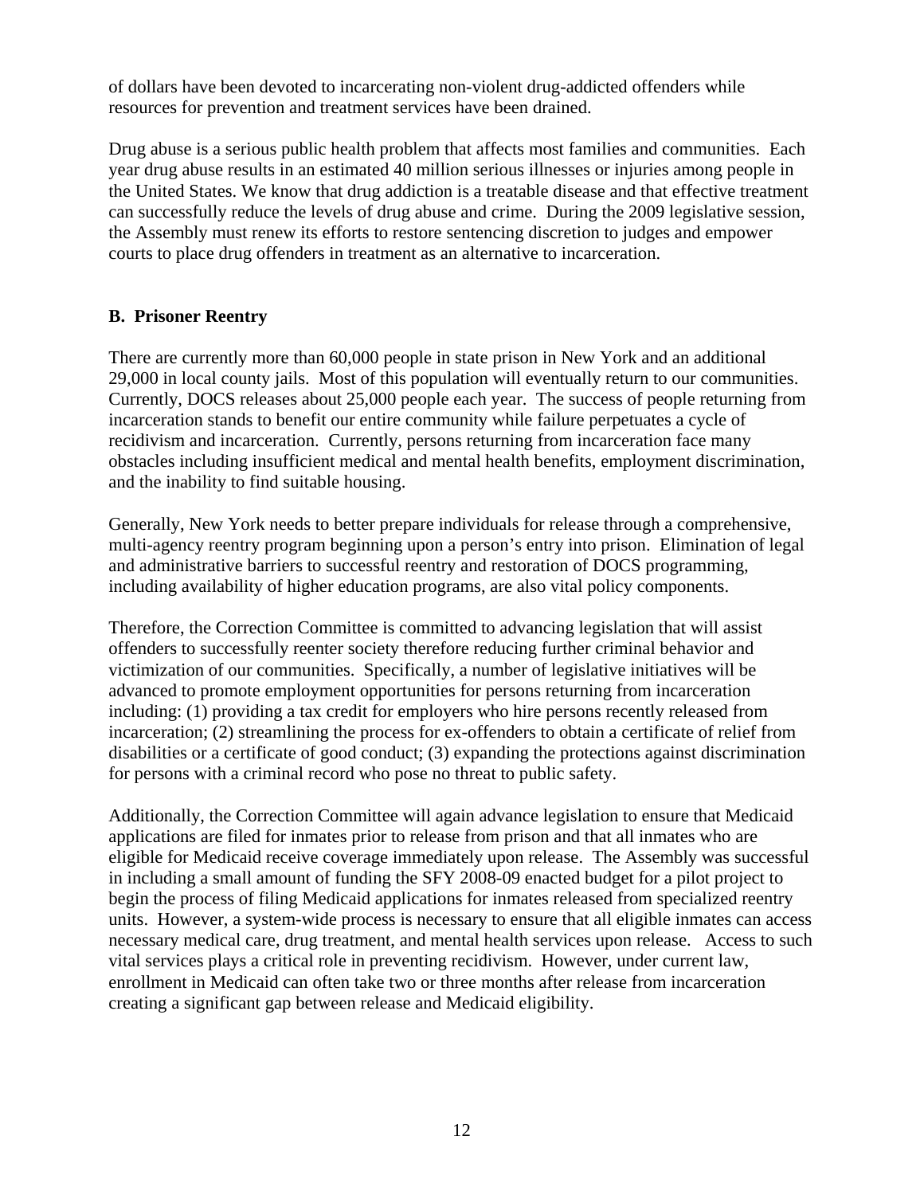of dollars have been devoted to incarcerating non-violent drug-addicted offenders while resources for prevention and treatment services have been drained.

Drug abuse is a serious public health problem that affects most families and communities. Each year drug abuse results in an estimated 40 million serious illnesses or injuries among people in the United States. We know that drug addiction is a treatable disease and that effective treatment can successfully reduce the levels of drug abuse and crime. During the 2009 legislative session, the Assembly must renew its efforts to restore sentencing discretion to judges and empower courts to place drug offenders in treatment as an alternative to incarceration.

### B. Prisoner Reentry

There are currently more than 60,000 people in state prison in New York and an additional 29,000 in local county jails. Most of this population will eventually return to our communities. Currently, DOCS releases about 25,000 people each year. The success of people returning from incarceration stands to benefit our entire community while failure perpetuates a cycle of recidivism and incarceration. Currently, persons returning from incarceration face many obstacles including insufficient medical and mental health benefits, employment discrimination, and the inability to find suitable housing.

Generally, New York needs to better prepare individuals for release through a comprehensive, multi-agency reentry program beginning upon a person's entry into prison. Elimination of legal and administrative barriers to successful reentry and restoration of DOCS programming, including availability of higher education programs, are also vital policy components.

Therefore, the Correction Committee is committed to advancing legislation that will assist offenders to successfully reenter society therefore reducing further criminal behavior and victimization of our communities. Specifically, a number of legislative initiatives will be advanced to promote employment opportunities for persons returning from incarceration including: (1) providing a tax credit for employers who hire persons recently released from incarceration; (2) streamlining the process for ex-offenders to obtain a certificate of relief from disabilities or a certificate of good conduct; (3) expanding the protections against discrimination for persons with a criminal record who pose no threat to public safety.

Additionally, the Correction Committee will again advance legislation to ensure that Medicaid applications are filed for inmates prior to release from prison and that all inmates who are eligible for Medicaid receive coverage immediately upon release. The Assembly was successful in including a small amount of funding the SFY 2008-09 enacted budget for a pilot project to begin the process of filing Medicaid applications for inmates released from specialized reentry units. However, a system-wide process is necessary to ensure that all eligible inmates can access necessary medical care, drug treatment, and mental health services upon release. Access to such vital services plays a critical role in preventing recidivism. However, under current law, enrollment in Medicaid can often take two or three months after release from incarceration creating a significant gap between release and Medicaid eligibility.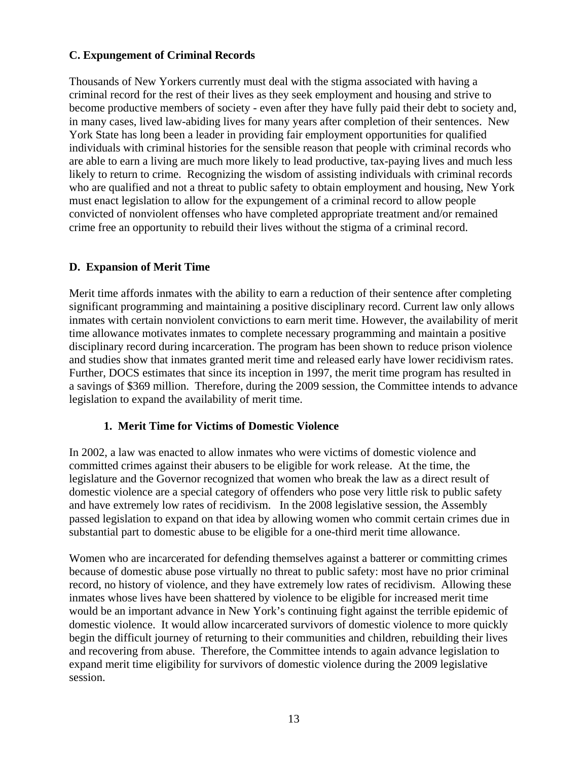### C. Expungement of Criminal Records

Thousands of New Yorkers currently must deal with the stigma associated with having a criminal record for the rest of their lives as they seek employment and housing and strive to become productive members of society - even after they have fully paid their debt to society and, in many cases, lived law-abiding lives for many years after completion of their sentences. New York State has long been a leader in providing fair employment opportunities for qualified individuals with criminal histories for the sensible reason that people with criminal records who are able to earn a living are much more likely to lead productive, tax-paying lives and much less likely to return to crime. Recognizing the wisdom of assisting individuals with criminal records who are qualified and not a threat to public safety to obtain employment and housing, New York must enact legislation to allow for the expungement of a criminal record to allow people convicted of nonviolent offenses who have completed appropriate treatment and/or remained crime free an opportunity to rebuild their lives without the stigma of a criminal record.

### D. Expansion of Merit Time

Merit time affords inmates with the ability to earn a reduction of their sentence after completing significant programming and maintaining a positive disciplinary record. Current law only allows inmates with certain nonviolent convictions to earn merit time. However, the availability of merit time allowance motivates inmates to complete necessary programming and maintain a positive disciplinary record during incarceration. The program has been shown to reduce prison violence and studies show that inmates granted merit time and released early have lower recidivism rates. Further, DOCS estimates that since its inception in 1997, the merit time program has resulted in a savings of $369 million. Therefore, during the 2009 session, the Committee intends to advance legislation to expand the availability of merit time.

#### 1. Merit Time for Victims of Domestic Violence

In 2002, a law was enacted to allow inmates who were victims of domestic violence and committed crimes against their abusers to be eligible for work release. At the time, the legislature and the Governor recognized that women who break the law as a direct result of domestic violence are a special category of offenders who pose very little risk to public safety and have extremely low rates of recidivism. In the 2008 legislative session, the Assembly passed legislation to expand on that idea by allowing women who commit certain crimes due in substantial part to domestic abuse to be eligible for a one-third merit time allowance.

Women who are incarcerated for defending themselves against a batterer or committing crimes because of domestic abuse pose virtually no threat to public safety: most have no prior criminal record, no history of violence, and they have extremely low rates of recidivism. Allowing these inmates whose lives have been shattered by violence to be eligible for increased merit time would be an important advance in New York's continuing fight against the terrible epidemic of domestic violence. It would allow incarcerated survivors of domestic violence to more quickly begin the difficult journey of returning to their communities and children, rebuilding their lives and recovering from abuse. Therefore, the Committee intends to again advance legislation to expand merit time eligibility for survivors of domestic violence during the 2009 legislative session.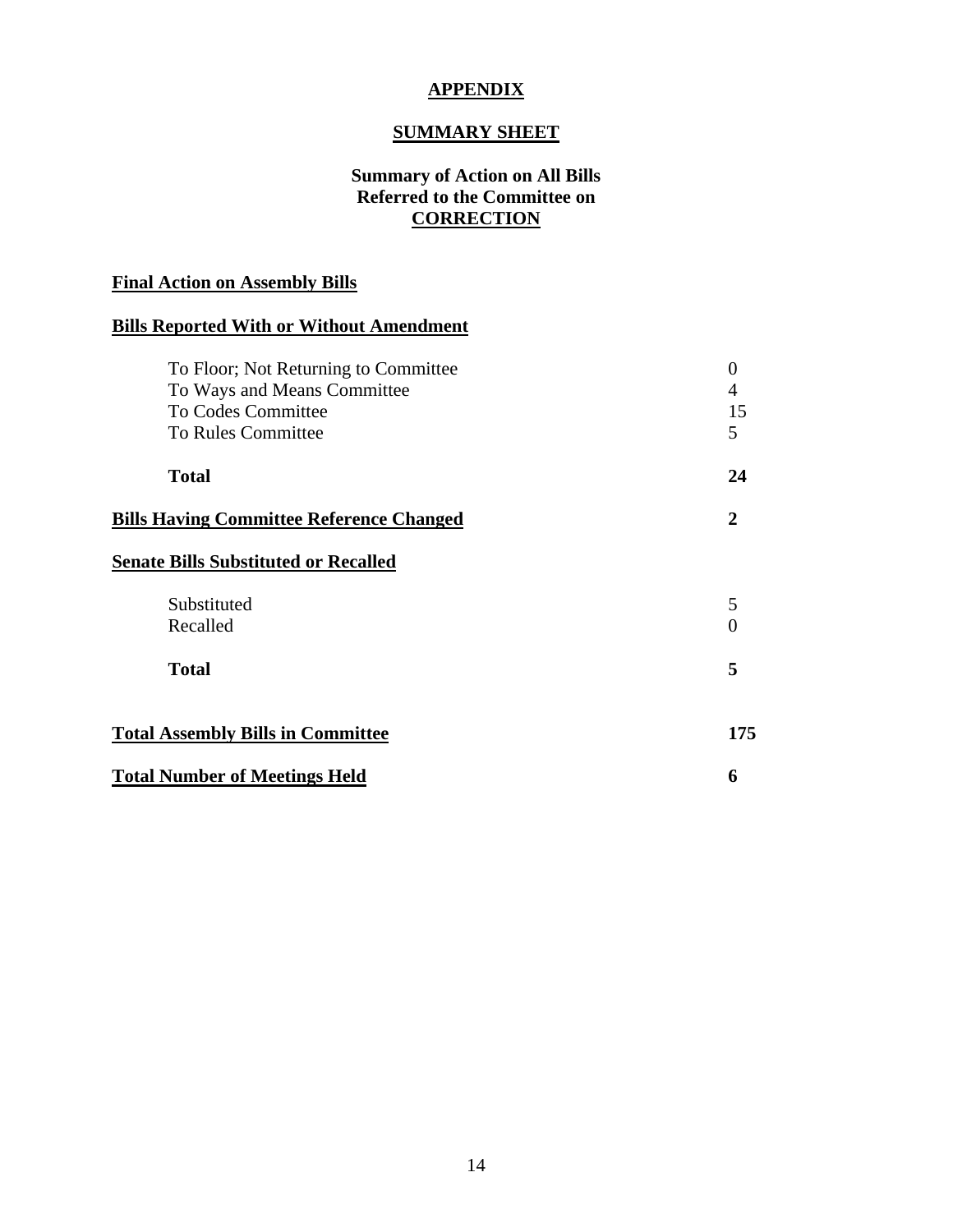# APPENDIX

## SUMMARY SHEET

### Summary of Action on All Bills Referred to the Committee on CORRECTION

**Final Action on Assembly Bills**

**Bills Reported With or Without Amendment**

| | |
|---|---|
| To Floor; Not Returning to Committee | 0 |
| To Ways and Means Committee | 4 |
| To Codes Committee | 15 |
| To Rules Committee | 5 |
| **Total** | **24** |
| **Bills Having Committee Reference Changed** | **2** |

**Senate Bills Substituted or Recalled**

| | |
|---|---|
| Substituted | 5 |
| Recalled | 0 |
| **Total** | **5** |
| **Total Assembly Bills in Committee** | **175** |
| **Total Number of Meetings Held** | **6** |